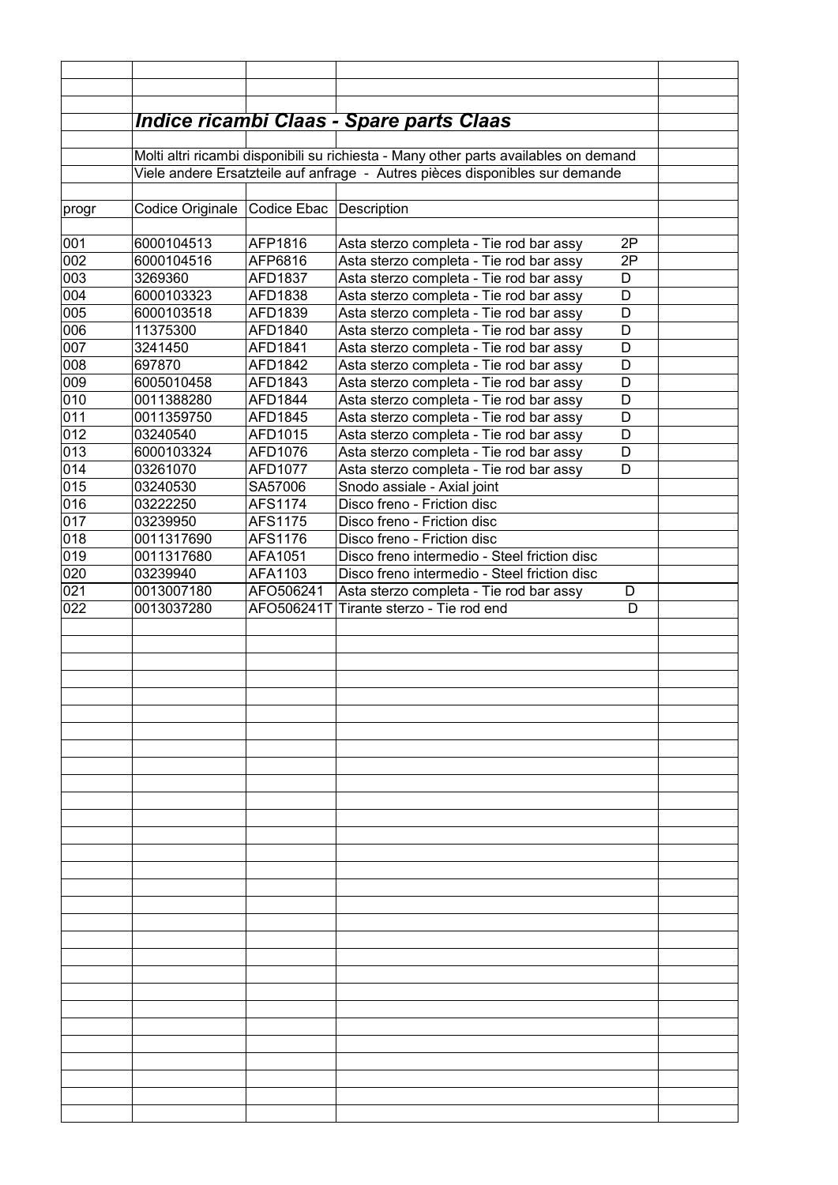## *Indice ricambi Claas - Spare parts Claas*

Molti altri ricambi disponibili su richiesta - Many other parts availables on demand

Viele andere Ersatzteile auf anfrage - Autres pièces disponibles sur demande

| progr | Codice Originale | Codice Ebac | Description | |
|---|---|---|---|---|
| 001 | 6000104513 | AFP1816 | Asta sterzo completa - Tie rod bar assy 2P | |
| 002 | 6000104516 | AFP6816 | Asta sterzo completa - Tie rod bar assy 2P | |
| 003 | 3269360 | AFD1837 | Asta sterzo completa - Tie rod bar assy D | |
| 004 | 6000103323 | AFD1838 | Asta sterzo completa - Tie rod bar assy D | |
| 005 | 6000103518 | AFD1839 | Asta sterzo completa - Tie rod bar assy D | |
| 006 | 11375300 | AFD1840 | Asta sterzo completa - Tie rod bar assy D | |
| 007 | 3241450 | AFD1841 | Asta sterzo completa - Tie rod bar assy D | |
| 008 | 697870 | AFD1842 | Asta sterzo completa - Tie rod bar assy D | |
| 009 | 6005010458 | AFD1843 | Asta sterzo completa - Tie rod bar assy D | |
| 010 | 0011388280 | AFD1844 | Asta sterzo completa - Tie rod bar assy D | |
| 011 | 0011359750 | AFD1845 | Asta sterzo completa - Tie rod bar assy D | |
| 012 | 03240540 | AFD1015 | Asta sterzo completa - Tie rod bar assy D | |
| 013 | 6000103324 | AFD1076 | Asta sterzo completa - Tie rod bar assy D | |
| 014 | 03261070 | AFD1077 | Asta sterzo completa - Tie rod bar assy D | |
| 015 | 03240530 | SA57006 | Snodo assiale - Axial joint | |
| 016 | 03222250 | AFS1174 | Disco freno - Friction disc | |
| 017 | 03239950 | AFS1175 | Disco freno - Friction disc | |
| 018 | 0011317690 | AFS1176 | Disco freno - Friction disc | |
| 019 | 0011317680 | AFA1051 | Disco freno intermedio - Steel friction disc | |
| 020 | 03239940 | AFA1103 | Disco freno intermedio - Steel friction disc | |
| 021 | 0013007180 | AFO506241 | Asta sterzo completa - Tie rod bar assy D | |
| 022 | 0013037280 | AFO506241T | Tirante sterzo - Tie rod end D | |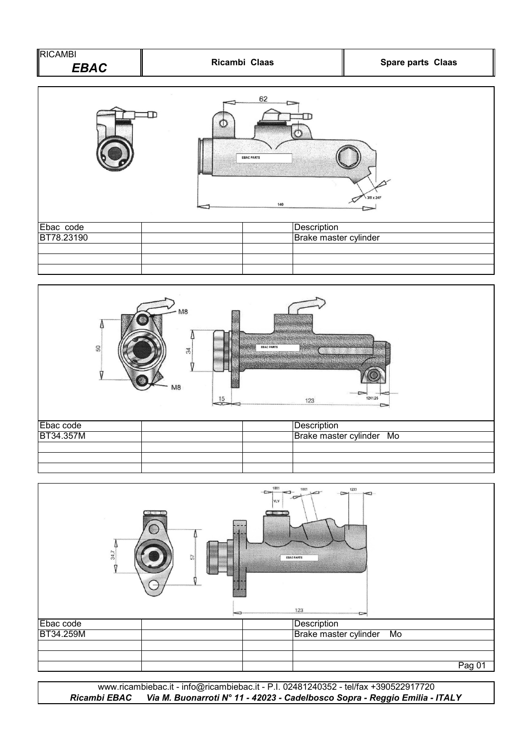| RICAMBI *EBAC* | Ricambi Claas | Spare parts Claas |
|---|---|---|

62

EBAC PARTS

3/8 x 24F

140

| Ebac code | | | Description |
|---|---|---|---|
| BT78.23190 | | | Brake master cylinder |
| | | | |
| | | | |
| | | | |

M8

50

34

EBAC PARTS

M8

15

123

12X1,25

| Ebac code | | | Description |
|---|---|---|---|
| BT34.357M | | | Brake master cylinder Mo |
| | | | |
| | | | |
| | | | |

10X1

VLV

10X1

12X1

34.7

57

EBAC PARTS

123

| Ebac code | | | Description |
|---|---|---|---|
| BT34.259M | | | Brake master cylinder Mo |
| | | | |
| | | | |

www.ricambiebac.it - info@ricambiebac.it - P.I. 02481240352 - tel/fax +390522917720

***Ricambi EBAC Via M. Buonarroti N° 11 - 42023 - Cadelbosco Sopra - Reggio Emilia - ITALY***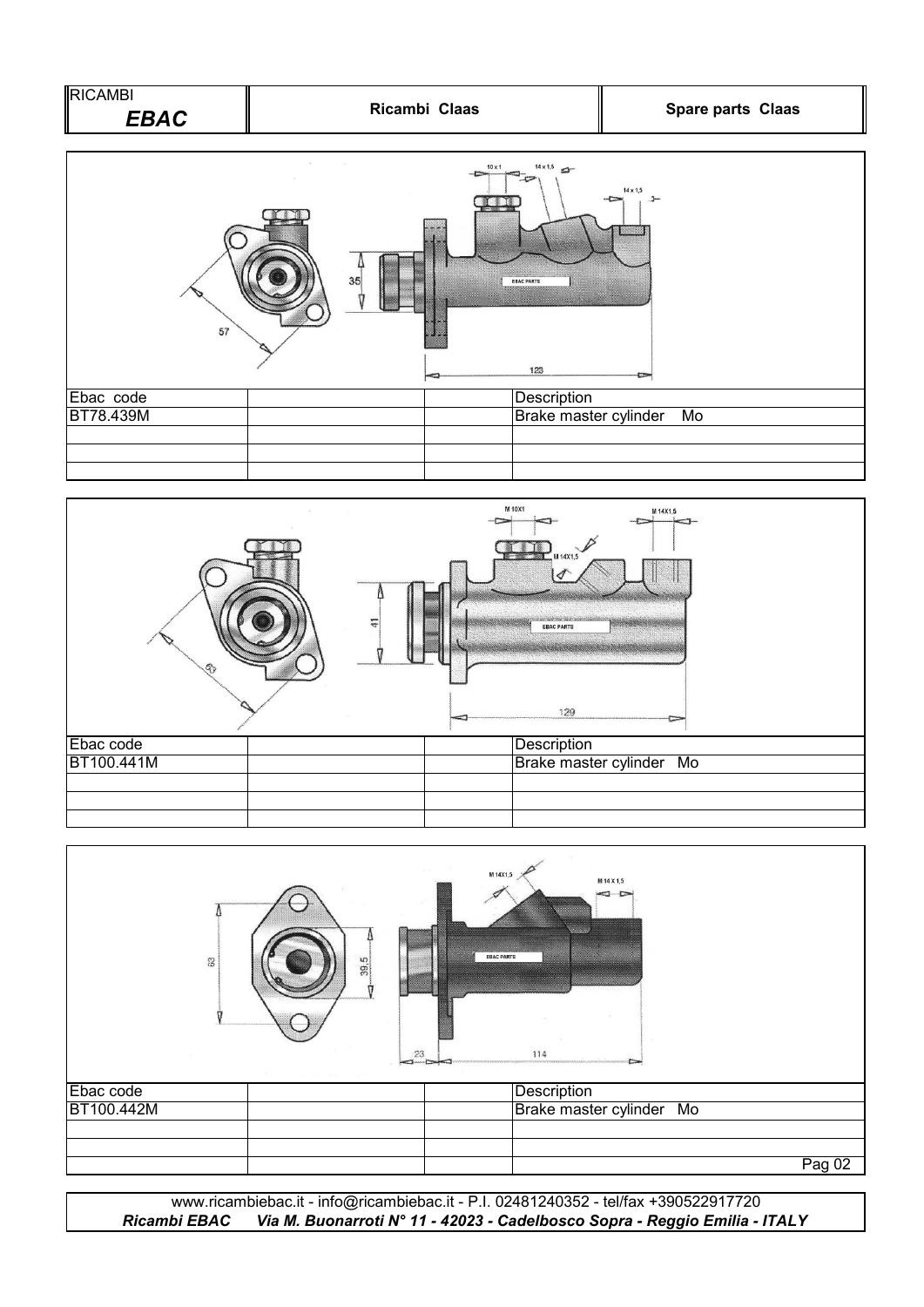| RICAMBI ***EBAC*** | **Ricambi Claas** | **Spare parts Claas** |
|---|---|---|

10 x 1
14 x 1,5
14 x 1,5
35
57
EBAC PARTS
128

| Ebac code | | | Description |
|---|---|---|---|
| BT78.439M | | | Brake master cylinder Mo |
| | | | |
| | | | |
| | | | |

M 10X1
M 14X1,5
M 14X1,5
41
63
EBAC PARTS
129

| Ebac code | | | Description |
|---|---|---|---|
| BT100.441M | | | Brake master cylinder Mo |
| | | | |
| | | | |
| | | | |

M 14X1,5
M 14 X 1,5
63
39,5
EBAC PARTS
23
114

| Ebac code | | | Description |
|---|---|---|---|
| BT100.442M | | | Brake master cylinder Mo |
| | | | |
| | | | |
| | | | |

www.ricambiebac.it - info@ricambiebac.it - P.I. 02481240352 - tel/fax +390522917720

***Ricambi EBAC Via M. Buonarroti N° 11 - 42023 - Cadelbosco Sopra - Reggio Emilia - ITALY***